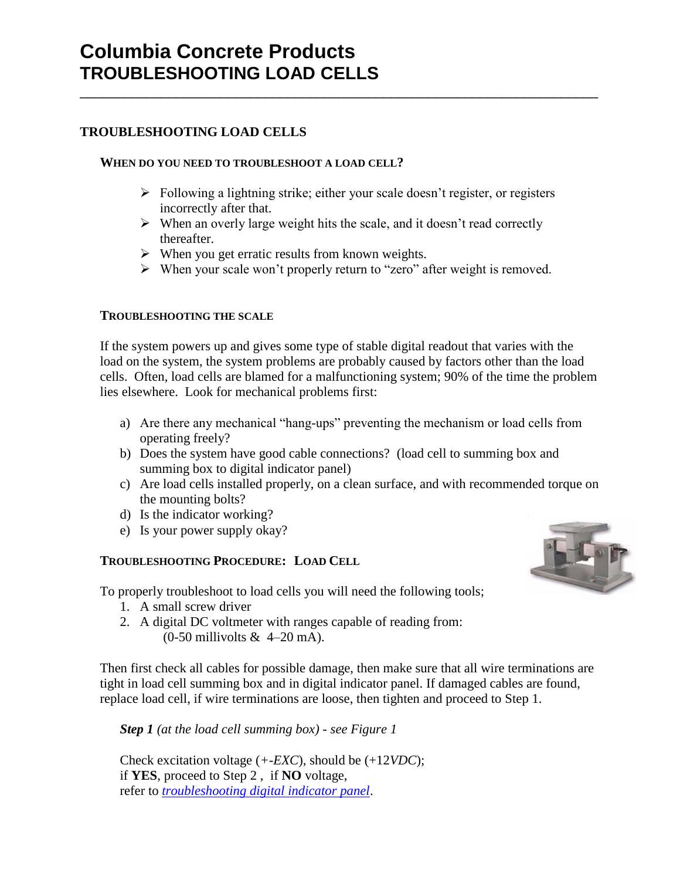# Columbia Concrete Products
# TROUBLESHOOTING LOAD CELLS

## TROUBLESHOOTING LOAD CELLS

### WHEN DO YOU NEED TO TROUBLESHOOT A LOAD CELL?

- Following a lightning strike; either your scale doesn't register, or registers incorrectly after that.
- When an overly large weight hits the scale, and it doesn't read correctly thereafter.
- When you get erratic results from known weights.
- When your scale won't properly return to "zero" after weight is removed.

### TROUBLESHOOTING THE SCALE

If the system powers up and gives some type of stable digital readout that varies with the load on the system, the system problems are probably caused by factors other than the load cells. Often, load cells are blamed for a malfunctioning system; 90% of the time the problem lies elsewhere. Look for mechanical problems first:

a) Are there any mechanical "hang-ups" preventing the mechanism or load cells from operating freely?
b) Does the system have good cable connections? (load cell to summing box and summing box to digital indicator panel)
c) Are load cells installed properly, on a clean surface, and with recommended torque on the mounting bolts?
d) Is the indicator working?
e) Is your power supply okay?

### TROUBLESHOOTING PROCEDURE: LOAD CELL

To properly troubleshoot to load cells you will need the following tools;

1. A small screw driver
2. A digital DC voltmeter with ranges capable of reading from:
   (0-50 millivolts & 4–20 mA).

Then first check all cables for possible damage, then make sure that all wire terminations are tight in load cell summing box and in digital indicator panel. If damaged cables are found, replace load cell, if wire terminations are loose, then tighten and proceed to Step 1.

***Step 1*** *(at the load cell summing box) - see Figure 1*

Check excitation voltage (+-*EXC*), should be (+12*VDC*);
if **YES**, proceed to Step 2 , if **NO** voltage,
refer to *troubleshooting digital indicator panel*.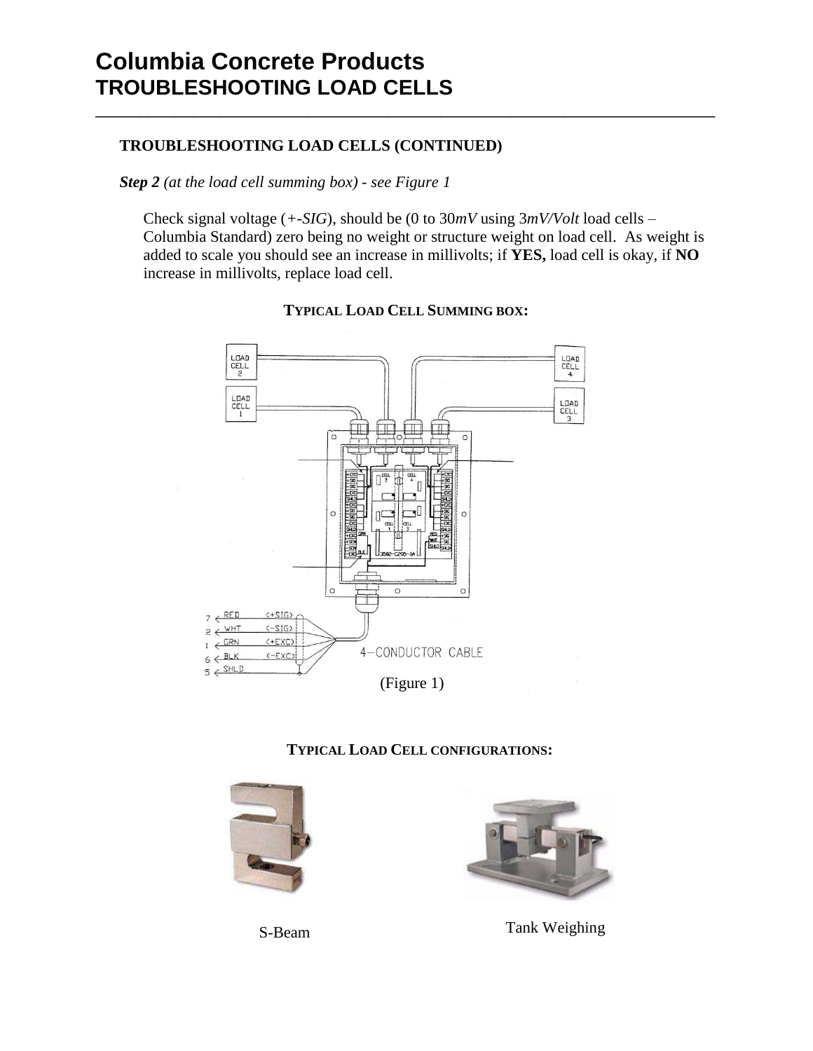### TROUBLESHOOTING LOAD CELLS (CONTINUED)

***Step 2*** *(at the load cell summing box) - see Figure 1*

Check signal voltage (*+-SIG*), should be (0 to 30*mV* using 3*mV/Volt* load cells – Columbia Standard) zero being no weight or structure weight on load cell. As weight is added to scale you should see an increase in millivolts; if **YES,** load cell is okay, if **NO** increase in millivolts, replace load cell.

**TYPICAL LOAD CELL SUMMING BOX:**

LOAD CELL 2
LOAD CELL 1
LOAD CELL 4
LOAD CELL 3

7 RED (+SIG)
2 WHT (-SIG)
1 GRN (+EXC)
6 BLK (-EXC)
5 SHLD

4-CONDUCTOR CABLE

(Figure 1)

**TYPICAL LOAD CELL CONFIGURATIONS:**

S-Beam

Tank Weighing